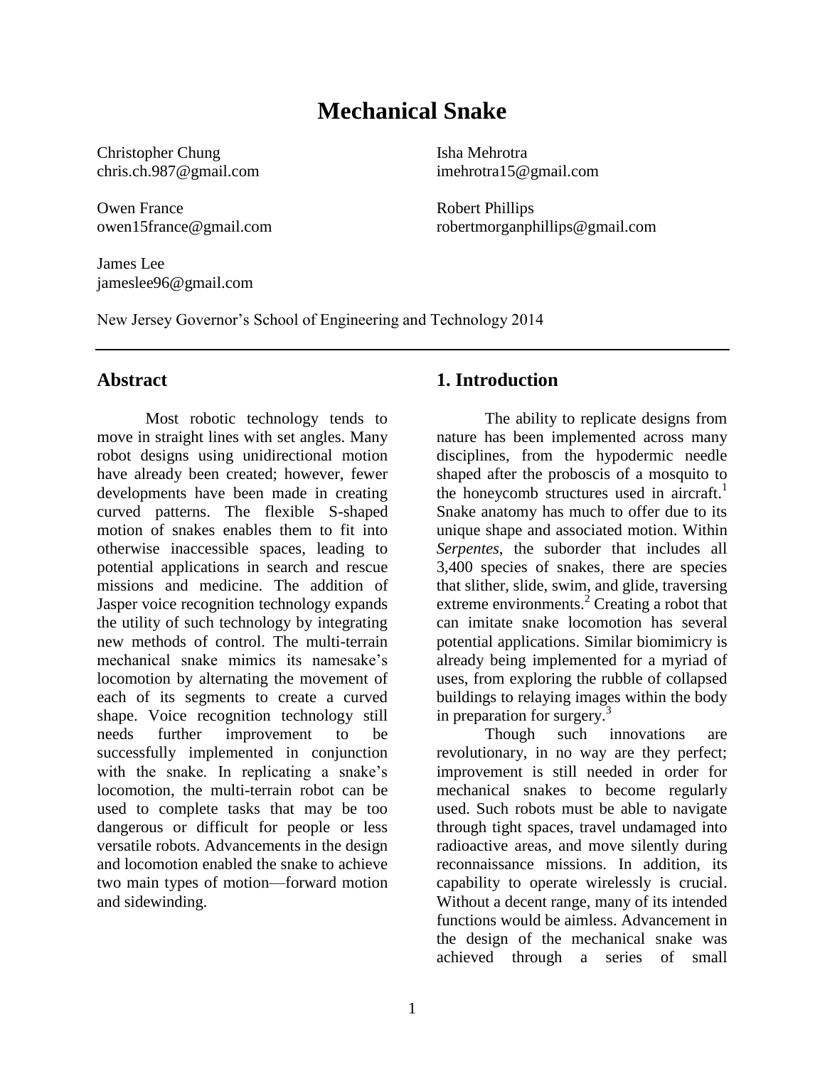# Mechanical Snake

Christopher Chung
chris.ch.987@gmail.com

Isha Mehrotra
imehrotra15@gmail.com

Owen France
owen15france@gmail.com

Robert Phillips
robertmorganphillips@gmail.com

James Lee
jameslee96@gmail.com

New Jersey Governor's School of Engineering and Technology 2014

## Abstract

Most robotic technology tends to move in straight lines with set angles. Many robot designs using unidirectional motion have already been created; however, fewer developments have been made in creating curved patterns. The flexible S-shaped motion of snakes enables them to fit into otherwise inaccessible spaces, leading to potential applications in search and rescue missions and medicine. The addition of Jasper voice recognition technology expands the utility of such technology by integrating new methods of control. The multi-terrain mechanical snake mimics its namesake's locomotion by alternating the movement of each of its segments to create a curved shape. Voice recognition technology still needs further improvement to be successfully implemented in conjunction with the snake. In replicating a snake's locomotion, the multi-terrain robot can be used to complete tasks that may be too dangerous or difficult for people or less versatile robots. Advancements in the design and locomotion enabled the snake to achieve two main types of motion—forward motion and sidewinding.

## 1. Introduction

The ability to replicate designs from nature has been implemented across many disciplines, from the hypodermic needle shaped after the proboscis of a mosquito to the honeycomb structures used in aircraft.[1] Snake anatomy has much to offer due to its unique shape and associated motion. Within *Serpentes*, the suborder that includes all 3,400 species of snakes, there are species that slither, slide, swim, and glide, traversing extreme environments.[2] Creating a robot that can imitate snake locomotion has several potential applications. Similar biomimicry is already being implemented for a myriad of uses, from exploring the rubble of collapsed buildings to relaying images within the body in preparation for surgery.[3]

Though such innovations are revolutionary, in no way are they perfect; improvement is still needed in order for mechanical snakes to become regularly used. Such robots must be able to navigate through tight spaces, travel undamaged into radioactive areas, and move silently during reconnaissance missions. In addition, its capability to operate wirelessly is crucial. Without a decent range, many of its intended functions would be aimless. Advancement in the design of the mechanical snake was achieved through a series of small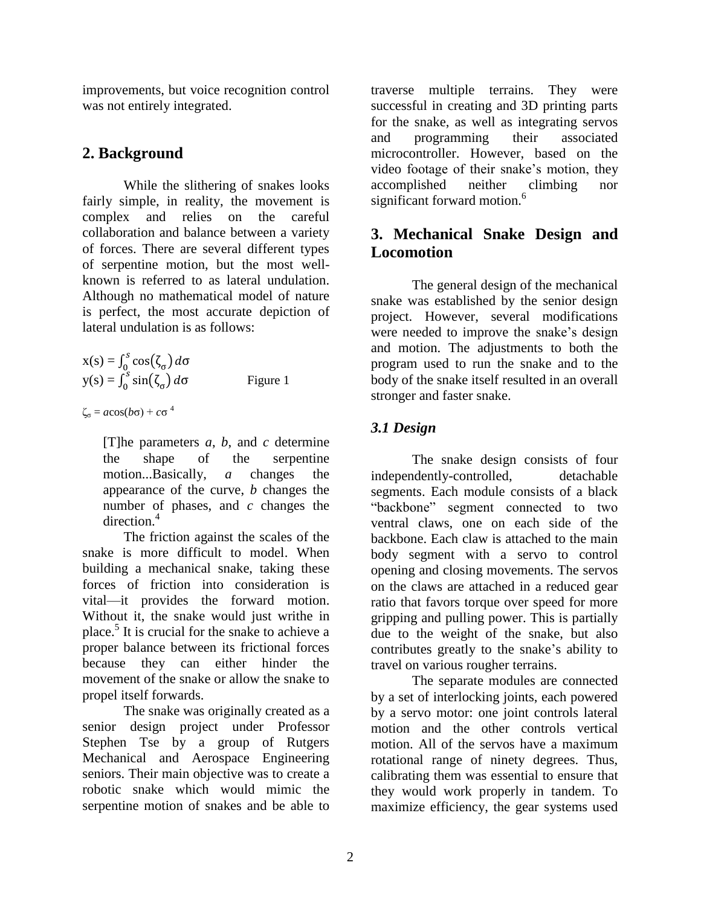improvements, but voice recognition control was not entirely integrated.

## 2. Background

While the slithering of snakes looks fairly simple, in reality, the movement is complex and relies on the careful collaboration and balance between a variety of forces. There are several different types of serpentine motion, but the most well-known is referred to as lateral undulation. Although no mathematical model of nature is perfect, the most accurate depiction of lateral undulation is as follows:

$$x(s) = \int_0^s \cos(\zeta_\sigma)\, d\sigma$$
$$y(s) = \int_0^s \sin(\zeta_\sigma)\, d\sigma \qquad \text{Figure 1}$$

$\zeta_\sigma = a\cos(b\sigma) + c\sigma$ [4]

> [T]he parameters *a*, *b*, and *c* determine the shape of the serpentine motion...Basically, *a* changes the appearance of the curve, *b* changes the number of phases, and *c* changes the direction.[4]

The friction against the scales of the snake is more difficult to model. When building a mechanical snake, taking these forces of friction into consideration is vital—it provides the forward motion. Without it, the snake would just writhe in place.[5] It is crucial for the snake to achieve a proper balance between its frictional forces because they can either hinder the movement of the snake or allow the snake to propel itself forwards.

The snake was originally created as a senior design project under Professor Stephen Tse by a group of Rutgers Mechanical and Aerospace Engineering seniors. Their main objective was to create a robotic snake which would mimic the serpentine motion of snakes and be able to traverse multiple terrains. They were successful in creating and 3D printing parts for the snake, as well as integrating servos and programming their associated microcontroller. However, based on the video footage of their snake's motion, they accomplished neither climbing nor significant forward motion.[6]

## 3. Mechanical Snake Design and Locomotion

The general design of the mechanical snake was established by the senior design project. However, several modifications were needed to improve the snake's design and motion. The adjustments to both the program used to run the snake and to the body of the snake itself resulted in an overall stronger and faster snake.

### *3.1 Design*

The snake design consists of four independently-controlled, detachable segments. Each module consists of a black "backbone" segment connected to two ventral claws, one on each side of the backbone. Each claw is attached to the main body segment with a servo to control opening and closing movements. The servos on the claws are attached in a reduced gear ratio that favors torque over speed for more gripping and pulling power. This is partially due to the weight of the snake, but also contributes greatly to the snake's ability to travel on various rougher terrains.

The separate modules are connected by a set of interlocking joints, each powered by a servo motor: one joint controls lateral motion and the other controls vertical motion. All of the servos have a maximum rotational range of ninety degrees. Thus, calibrating them was essential to ensure that they would work properly in tandem. To maximize efficiency, the gear systems used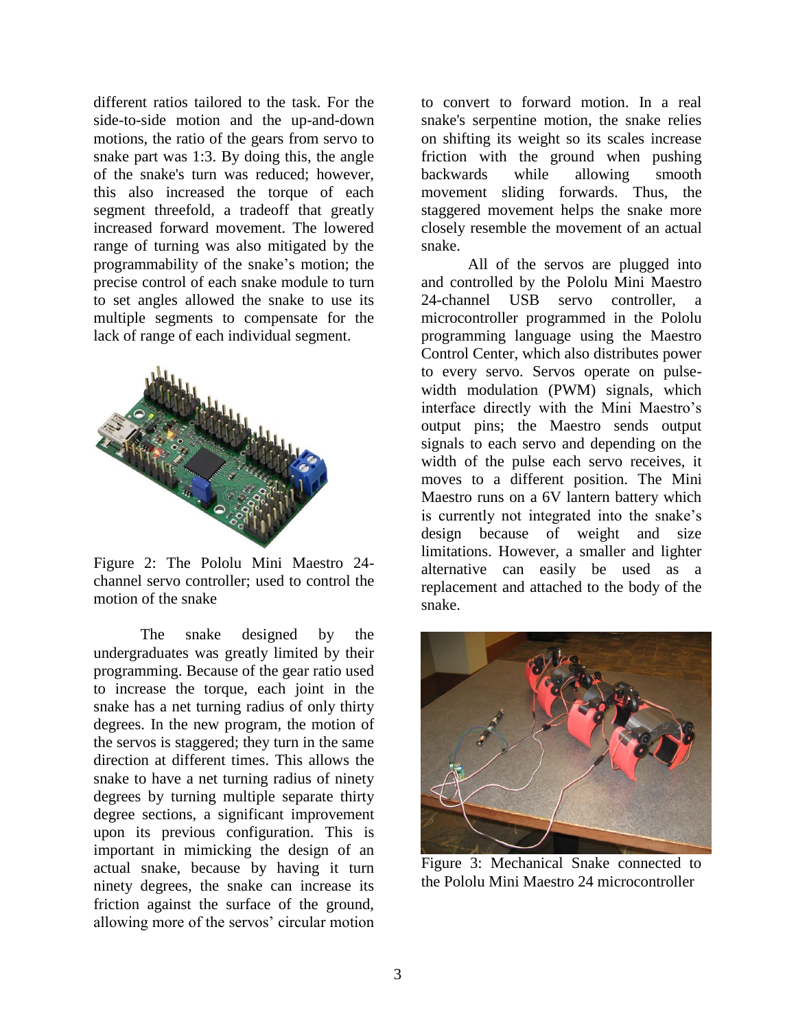different ratios tailored to the task. For the side-to-side motion and the up-and-down motions, the ratio of the gears from servo to snake part was 1:3. By doing this, the angle of the snake's turn was reduced; however, this also increased the torque of each segment threefold, a tradeoff that greatly increased forward movement. The lowered range of turning was also mitigated by the programmability of the snake's motion; the precise control of each snake module to turn to set angles allowed the snake to use its multiple segments to compensate for the lack of range of each individual segment.

Figure 2: The Pololu Mini Maestro 24-channel servo controller; used to control the motion of the snake

The snake designed by the undergraduates was greatly limited by their programming. Because of the gear ratio used to increase the torque, each joint in the snake has a net turning radius of only thirty degrees. In the new program, the motion of the servos is staggered; they turn in the same direction at different times. This allows the snake to have a net turning radius of ninety degrees by turning multiple separate thirty degree sections, a significant improvement upon its previous configuration. This is important in mimicking the design of an actual snake, because by having it turn ninety degrees, the snake can increase its friction against the surface of the ground, allowing more of the servos' circular motion to convert to forward motion. In a real snake's serpentine motion, the snake relies on shifting its weight so its scales increase friction with the ground when pushing backwards while allowing smooth movement sliding forwards. Thus, the staggered movement helps the snake more closely resemble the movement of an actual snake.

All of the servos are plugged into and controlled by the Pololu Mini Maestro 24-channel USB servo controller, a microcontroller programmed in the Pololu programming language using the Maestro Control Center, which also distributes power to every servo. Servos operate on pulse-width modulation (PWM) signals, which interface directly with the Mini Maestro's output pins; the Maestro sends output signals to each servo and depending on the width of the pulse each servo receives, it moves to a different position. The Mini Maestro runs on a 6V lantern battery which is currently not integrated into the snake's design because of weight and size limitations. However, a smaller and lighter alternative can easily be used as a replacement and attached to the body of the snake.

Figure 3: Mechanical Snake connected to the Pololu Mini Maestro 24 microcontroller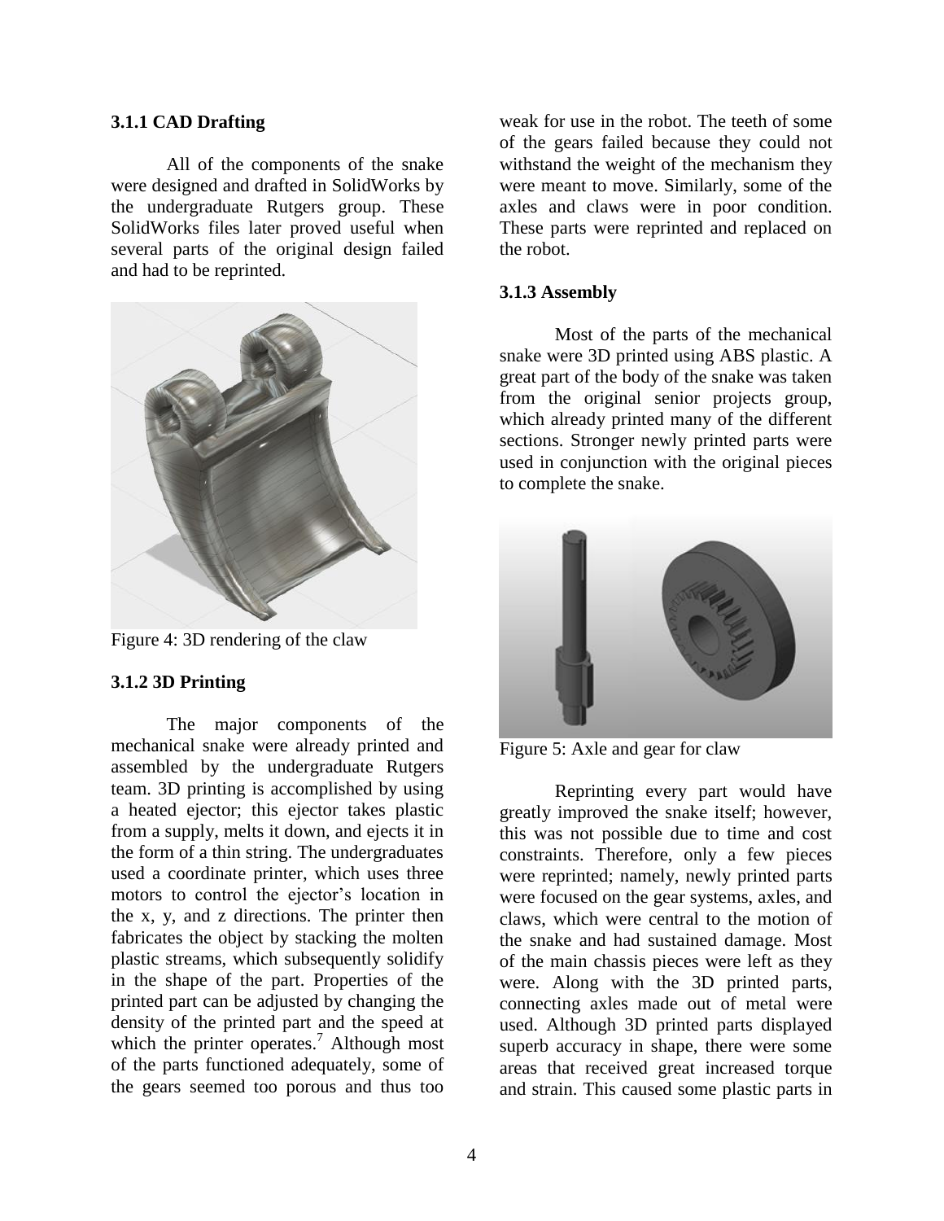### 3.1.1 CAD Drafting

All of the components of the snake were designed and drafted in SolidWorks by the undergraduate Rutgers group. These SolidWorks files later proved useful when several parts of the original design failed and had to be reprinted.

Figure 4: 3D rendering of the claw

### 3.1.2 3D Printing

The major components of the mechanical snake were already printed and assembled by the undergraduate Rutgers team. 3D printing is accomplished by using a heated ejector; this ejector takes plastic from a supply, melts it down, and ejects it in the form of a thin string. The undergraduates used a coordinate printer, which uses three motors to control the ejector's location in the x, y, and z directions. The printer then fabricates the object by stacking the molten plastic streams, which subsequently solidify in the shape of the part. Properties of the printed part can be adjusted by changing the density of the printed part and the speed at which the printer operates.[7] Although most of the parts functioned adequately, some of the gears seemed too porous and thus too weak for use in the robot. The teeth of some of the gears failed because they could not withstand the weight of the mechanism they were meant to move. Similarly, some of the axles and claws were in poor condition. These parts were reprinted and replaced on the robot.

### 3.1.3 Assembly

Most of the parts of the mechanical snake were 3D printed using ABS plastic. A great part of the body of the snake was taken from the original senior projects group, which already printed many of the different sections. Stronger newly printed parts were used in conjunction with the original pieces to complete the snake.

Figure 5: Axle and gear for claw

Reprinting every part would have greatly improved the snake itself; however, this was not possible due to time and cost constraints. Therefore, only a few pieces were reprinted; namely, newly printed parts were focused on the gear systems, axles, and claws, which were central to the motion of the snake and had sustained damage. Most of the main chassis pieces were left as they were. Along with the 3D printed parts, connecting axles made out of metal were used. Although 3D printed parts displayed superb accuracy in shape, there were some areas that received great increased torque and strain. This caused some plastic parts in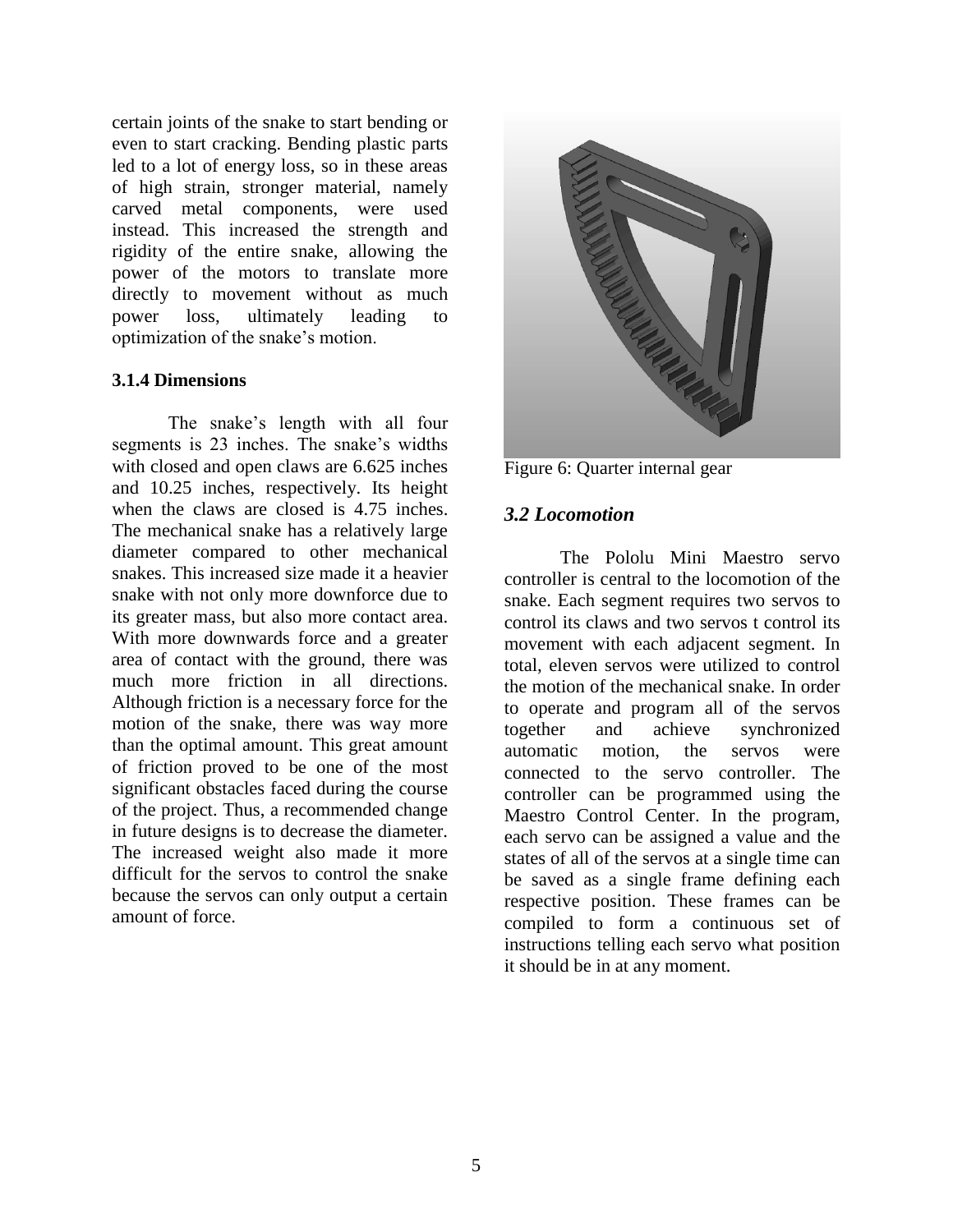certain joints of the snake to start bending or even to start cracking. Bending plastic parts led to a lot of energy loss, so in these areas of high strain, stronger material, namely carved metal components, were used instead. This increased the strength and rigidity of the entire snake, allowing the power of the motors to translate more directly to movement without as much power loss, ultimately leading to optimization of the snake's motion.

### 3.1.4 Dimensions

The snake's length with all four segments is 23 inches. The snake's widths with closed and open claws are 6.625 inches and 10.25 inches, respectively. Its height when the claws are closed is 4.75 inches. The mechanical snake has a relatively large diameter compared to other mechanical snakes. This increased size made it a heavier snake with not only more downforce due to its greater mass, but also more contact area. With more downwards force and a greater area of contact with the ground, there was much more friction in all directions. Although friction is a necessary force for the motion of the snake, there was way more than the optimal amount. This great amount of friction proved to be one of the most significant obstacles faced during the course of the project. Thus, a recommended change in future designs is to decrease the diameter. The increased weight also made it more difficult for the servos to control the snake because the servos can only output a certain amount of force.

Figure 6: Quarter internal gear

## *3.2 Locomotion*

The Pololu Mini Maestro servo controller is central to the locomotion of the snake. Each segment requires two servos to control its claws and two servos t control its movement with each adjacent segment. In total, eleven servos were utilized to control the motion of the mechanical snake. In order to operate and program all of the servos together and achieve synchronized automatic motion, the servos were connected to the servo controller. The controller can be programmed using the Maestro Control Center. In the program, each servo can be assigned a value and the states of all of the servos at a single time can be saved as a single frame defining each respective position. These frames can be compiled to form a continuous set of instructions telling each servo what position it should be in at any moment.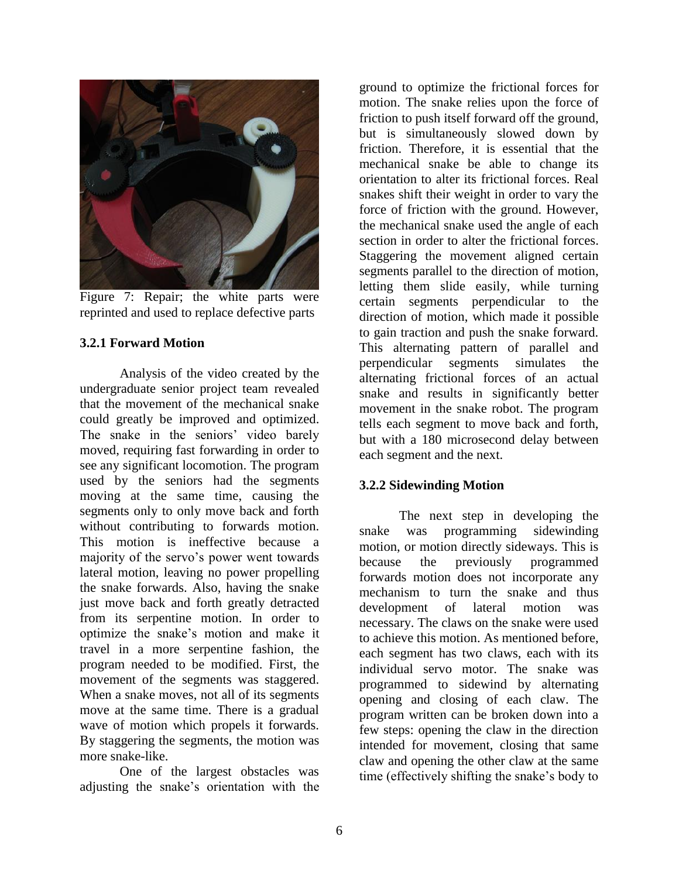Figure 7: Repair; the white parts were reprinted and used to replace defective parts

### 3.2.1 Forward Motion

Analysis of the video created by the undergraduate senior project team revealed that the movement of the mechanical snake could greatly be improved and optimized. The snake in the seniors' video barely moved, requiring fast forwarding in order to see any significant locomotion. The program used by the seniors had the segments moving at the same time, causing the segments only to only move back and forth without contributing to forwards motion. This motion is ineffective because a majority of the servo's power went towards lateral motion, leaving no power propelling the snake forwards. Also, having the snake just move back and forth greatly detracted from its serpentine motion. In order to optimize the snake's motion and make it travel in a more serpentine fashion, the program needed to be modified. First, the movement of the segments was staggered. When a snake moves, not all of its segments move at the same time. There is a gradual wave of motion which propels it forwards. By staggering the segments, the motion was more snake-like.

One of the largest obstacles was adjusting the snake's orientation with the ground to optimize the frictional forces for motion. The snake relies upon the force of friction to push itself forward off the ground, but is simultaneously slowed down by friction. Therefore, it is essential that the mechanical snake be able to change its orientation to alter its frictional forces. Real snakes shift their weight in order to vary the force of friction with the ground. However, the mechanical snake used the angle of each section in order to alter the frictional forces. Staggering the movement aligned certain segments parallel to the direction of motion, letting them slide easily, while turning certain segments perpendicular to the direction of motion, which made it possible to gain traction and push the snake forward. This alternating pattern of parallel and perpendicular segments simulates the alternating frictional forces of an actual snake and results in significantly better movement in the snake robot. The program tells each segment to move back and forth, but with a 180 microsecond delay between each segment and the next.

### 3.2.2 Sidewinding Motion

The next step in developing the snake was programming sidewinding motion, or motion directly sideways. This is because the previously programmed forwards motion does not incorporate any mechanism to turn the snake and thus development of lateral motion was necessary. The claws on the snake were used to achieve this motion. As mentioned before, each segment has two claws, each with its individual servo motor. The snake was programmed to sidewind by alternating opening and closing of each claw. The program written can be broken down into a few steps: opening the claw in the direction intended for movement, closing that same claw and opening the other claw at the same time (effectively shifting the snake's body to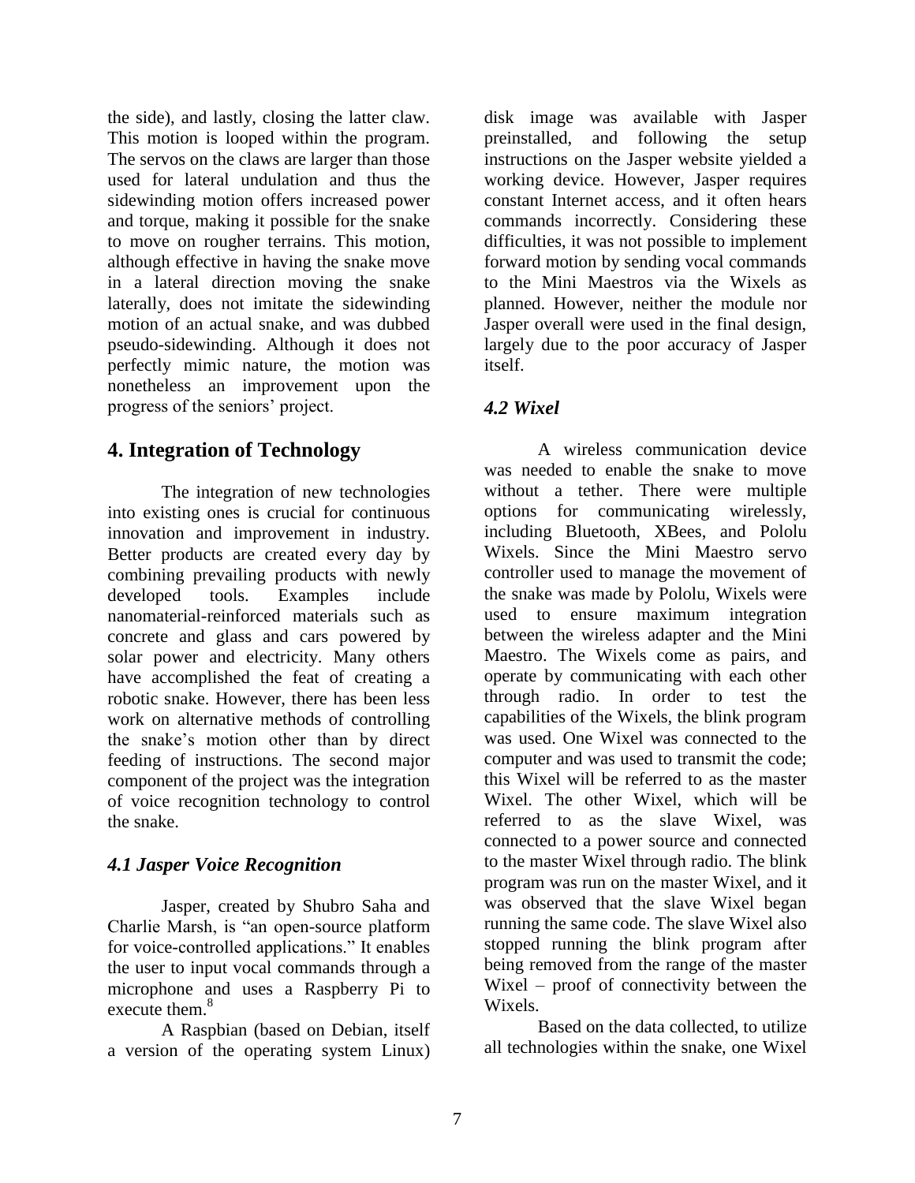the side), and lastly, closing the latter claw. This motion is looped within the program. The servos on the claws are larger than those used for lateral undulation and thus the sidewinding motion offers increased power and torque, making it possible for the snake to move on rougher terrains. This motion, although effective in having the snake move in a lateral direction moving the snake laterally, does not imitate the sidewinding motion of an actual snake, and was dubbed pseudo-sidewinding. Although it does not perfectly mimic nature, the motion was nonetheless an improvement upon the progress of the seniors' project.

## 4. Integration of Technology

The integration of new technologies into existing ones is crucial for continuous innovation and improvement in industry. Better products are created every day by combining prevailing products with newly developed tools. Examples include nanomaterial-reinforced materials such as concrete and glass and cars powered by solar power and electricity. Many others have accomplished the feat of creating a robotic snake. However, there has been less work on alternative methods of controlling the snake's motion other than by direct feeding of instructions. The second major component of the project was the integration of voice recognition technology to control the snake.

### *4.1 Jasper Voice Recognition*

Jasper, created by Shubro Saha and Charlie Marsh, is "an open-source platform for voice-controlled applications." It enables the user to input vocal commands through a microphone and uses a Raspberry Pi to execute them.[8]

A Raspbian (based on Debian, itself a version of the operating system Linux) disk image was available with Jasper preinstalled, and following the setup instructions on the Jasper website yielded a working device. However, Jasper requires constant Internet access, and it often hears commands incorrectly. Considering these difficulties, it was not possible to implement forward motion by sending vocal commands to the Mini Maestros via the Wixels as planned. However, neither the module nor Jasper overall were used in the final design, largely due to the poor accuracy of Jasper itself.

### *4.2 Wixel*

A wireless communication device was needed to enable the snake to move without a tether. There were multiple options for communicating wirelessly, including Bluetooth, XBees, and Pololu Wixels. Since the Mini Maestro servo controller used to manage the movement of the snake was made by Pololu, Wixels were used to ensure maximum integration between the wireless adapter and the Mini Maestro. The Wixels come as pairs, and operate by communicating with each other through radio. In order to test the capabilities of the Wixels, the blink program was used. One Wixel was connected to the computer and was used to transmit the code; this Wixel will be referred to as the master Wixel. The other Wixel, which will be referred to as the slave Wixel, was connected to a power source and connected to the master Wixel through radio. The blink program was run on the master Wixel, and it was observed that the slave Wixel began running the same code. The slave Wixel also stopped running the blink program after being removed from the range of the master Wixel – proof of connectivity between the Wixels.

Based on the data collected, to utilize all technologies within the snake, one Wixel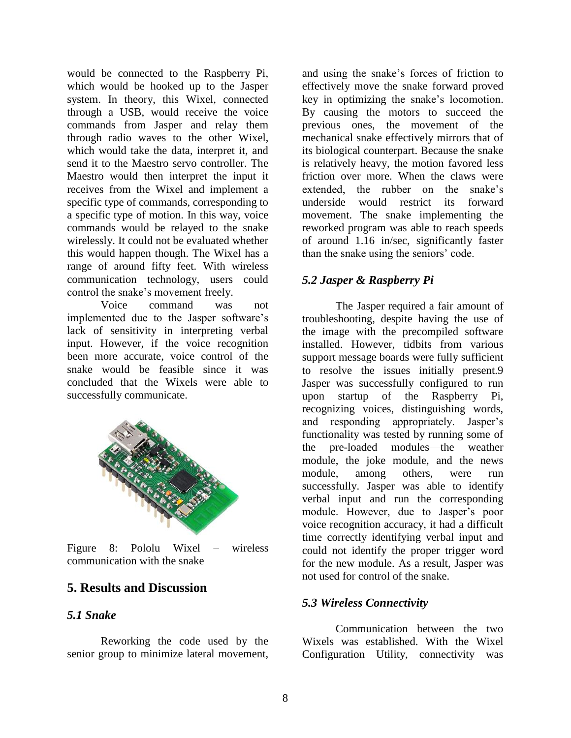would be connected to the Raspberry Pi, which would be hooked up to the Jasper system. In theory, this Wixel, connected through a USB, would receive the voice commands from Jasper and relay them through radio waves to the other Wixel, which would take the data, interpret it, and send it to the Maestro servo controller. The Maestro would then interpret the input it receives from the Wixel and implement a specific type of commands, corresponding to a specific type of motion. In this way, voice commands would be relayed to the snake wirelessly. It could not be evaluated whether this would happen though. The Wixel has a range of around fifty feet. With wireless communication technology, users could control the snake's movement freely.

Voice command was not implemented due to the Jasper software's lack of sensitivity in interpreting verbal input. However, if the voice recognition been more accurate, voice control of the snake would be feasible since it was concluded that the Wixels were able to successfully communicate.

Figure 8: Pololu Wixel – wireless communication with the snake

## 5. Results and Discussion

### *5.1 Snake*

Reworking the code used by the senior group to minimize lateral movement, and using the snake's forces of friction to effectively move the snake forward proved key in optimizing the snake's locomotion. By causing the motors to succeed the previous ones, the movement of the mechanical snake effectively mirrors that of its biological counterpart. Because the snake is relatively heavy, the motion favored less friction over more. When the claws were extended, the rubber on the snake's underside would restrict its forward movement. The snake implementing the reworked program was able to reach speeds of around 1.16 in/sec, significantly faster than the snake using the seniors' code.

### *5.2 Jasper & Raspberry Pi*

The Jasper required a fair amount of troubleshooting, despite having the use of the image with the precompiled software installed. However, tidbits from various support message boards were fully sufficient to resolve the issues initially present.[9] Jasper was successfully configured to run upon startup of the Raspberry Pi, recognizing voices, distinguishing words, and responding appropriately. Jasper's functionality was tested by running some of the pre-loaded modules—the weather module, the joke module, and the news module, among others, were run successfully. Jasper was able to identify verbal input and run the corresponding module. However, due to Jasper's poor voice recognition accuracy, it had a difficult time correctly identifying verbal input and could not identify the proper trigger word for the new module. As a result, Jasper was not used for control of the snake.

### *5.3 Wireless Connectivity*

Communication between the two Wixels was established. With the Wixel Configuration Utility, connectivity was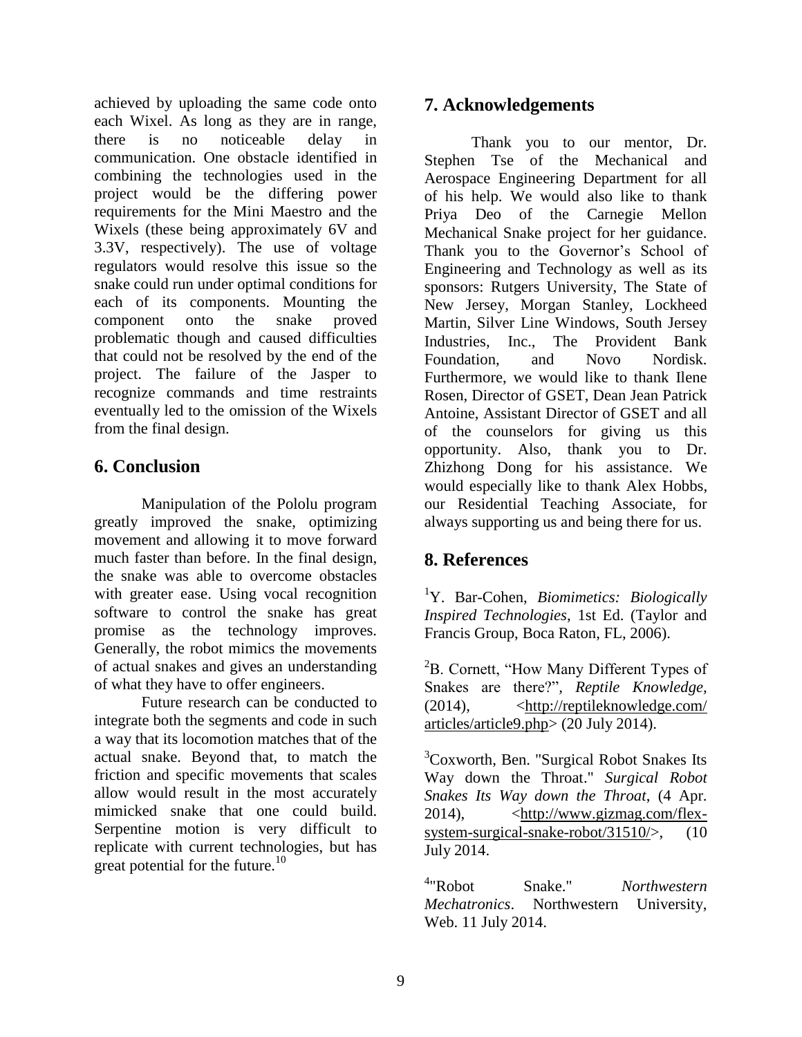achieved by uploading the same code onto each Wixel. As long as they are in range, there is no noticeable delay in communication. One obstacle identified in combining the technologies used in the project would be the differing power requirements for the Mini Maestro and the Wixels (these being approximately 6V and 3.3V, respectively). The use of voltage regulators would resolve this issue so the snake could run under optimal conditions for each of its components. Mounting the component onto the snake proved problematic though and caused difficulties that could not be resolved by the end of the project. The failure of the Jasper to recognize commands and time restraints eventually led to the omission of the Wixels from the final design.

## 6. Conclusion

Manipulation of the Pololu program greatly improved the snake, optimizing movement and allowing it to move forward much faster than before. In the final design, the snake was able to overcome obstacles with greater ease. Using vocal recognition software to control the snake has great promise as the technology improves. Generally, the robot mimics the movements of actual snakes and gives an understanding of what they have to offer engineers.

Future research can be conducted to integrate both the segments and code in such a way that its locomotion matches that of the actual snake. Beyond that, to match the friction and specific movements that scales allow would result in the most accurately mimicked snake that one could build. Serpentine motion is very difficult to replicate with current technologies, but has great potential for the future.[10]

## 7. Acknowledgements

Thank you to our mentor, Dr. Stephen Tse of the Mechanical and Aerospace Engineering Department for all of his help. We would also like to thank Priya Deo of the Carnegie Mellon Mechanical Snake project for her guidance. Thank you to the Governor's School of Engineering and Technology as well as its sponsors: Rutgers University, The State of New Jersey, Morgan Stanley, Lockheed Martin, Silver Line Windows, South Jersey Industries, Inc., The Provident Bank Foundation, and Novo Nordisk. Furthermore, we would like to thank Ilene Rosen, Director of GSET, Dean Jean Patrick Antoine, Assistant Director of GSET and all of the counselors for giving us this opportunity. Also, thank you to Dr. Zhizhong Dong for his assistance. We would especially like to thank Alex Hobbs, our Residential Teaching Associate, for always supporting us and being there for us.

## 8. References

[1]Y. Bar-Cohen, *Biomimetics: Biologically Inspired Technologies*, 1st Ed. (Taylor and Francis Group, Boca Raton, FL, 2006).

[2]B. Cornett, "How Many Different Types of Snakes are there?", *Reptile Knowledge*, (2014), <http://reptileknowledge.com/articles/article9.php> (20 July 2014).

[3]Coxworth, Ben. "Surgical Robot Snakes Its Way down the Throat." *Surgical Robot Snakes Its Way down the Throat*, (4 Apr. 2014), <http://www.gizmag.com/flex-system-surgical-snake-robot/31510/>, (10 July 2014.

[4]"Robot Snake." *Northwestern Mechatronics*. Northwestern University, Web. 11 July 2014.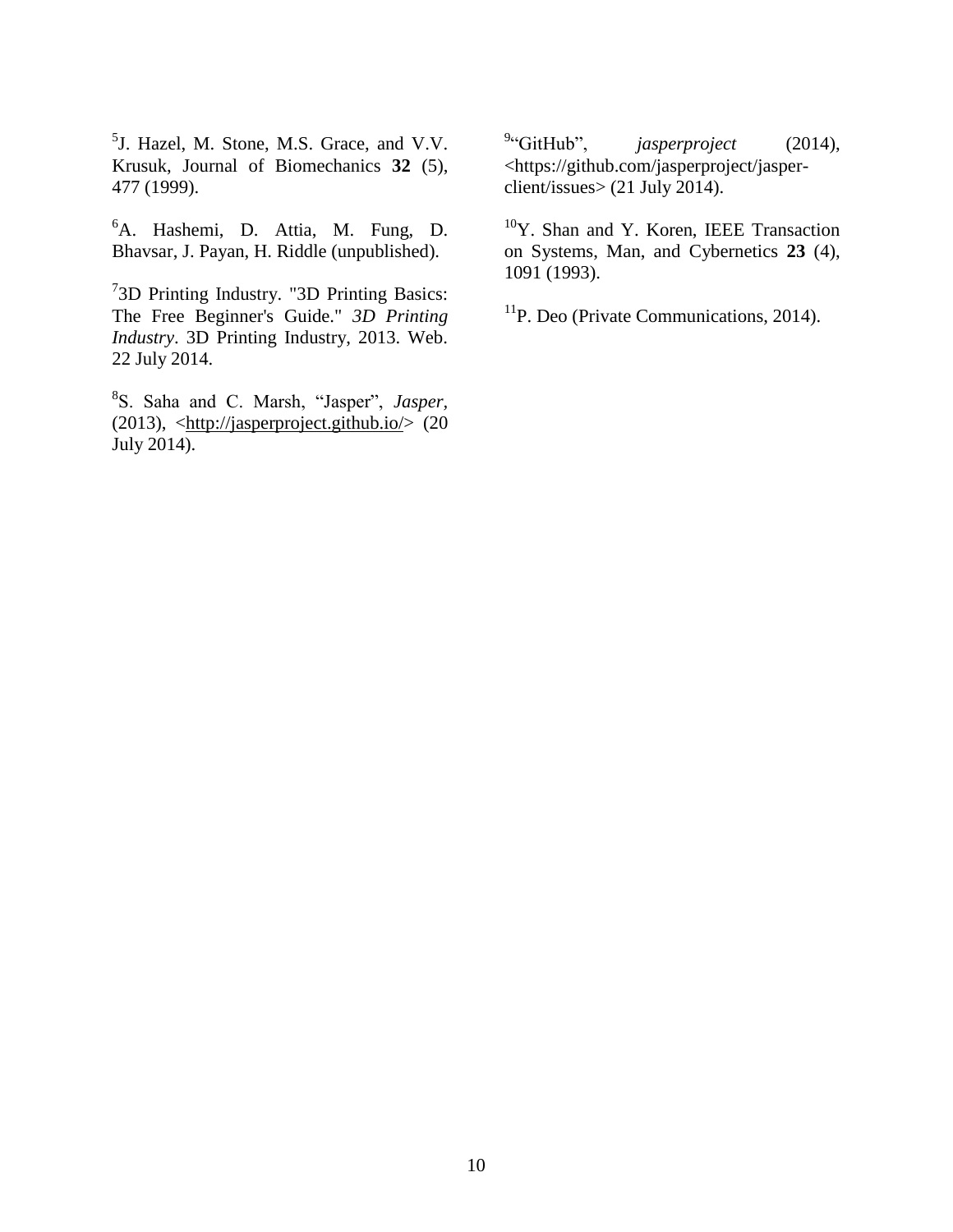[5]J. Hazel, M. Stone, M.S. Grace, and V.V. Krusuk, Journal of Biomechanics **32** (5), 477 (1999).

[6]A. Hashemi, D. Attia, M. Fung, D. Bhavsar, J. Payan, H. Riddle (unpublished).

[7]3D Printing Industry. "3D Printing Basics: The Free Beginner's Guide." *3D Printing Industry*. 3D Printing Industry, 2013. Web. 22 July 2014.

[8]S. Saha and C. Marsh, "Jasper", *Jasper*, (2013), <http://jasperproject.github.io/> (20 July 2014).

[9]"GitHub", *jasperproject* (2014), <https://github.com/jasperproject/jasper-client/issues> (21 July 2014).

[10]Y. Shan and Y. Koren, IEEE Transaction on Systems, Man, and Cybernetics **23** (4), 1091 (1993).

[11]P. Deo (Private Communications, 2014).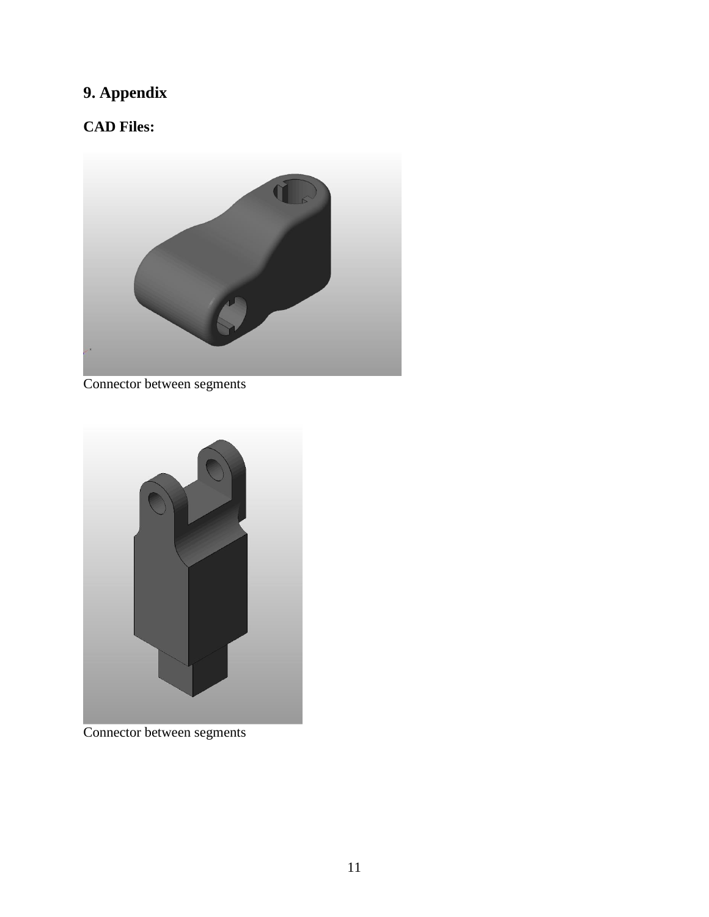# 9. Appendix

## CAD Files:

Connector between segments

Connector between segments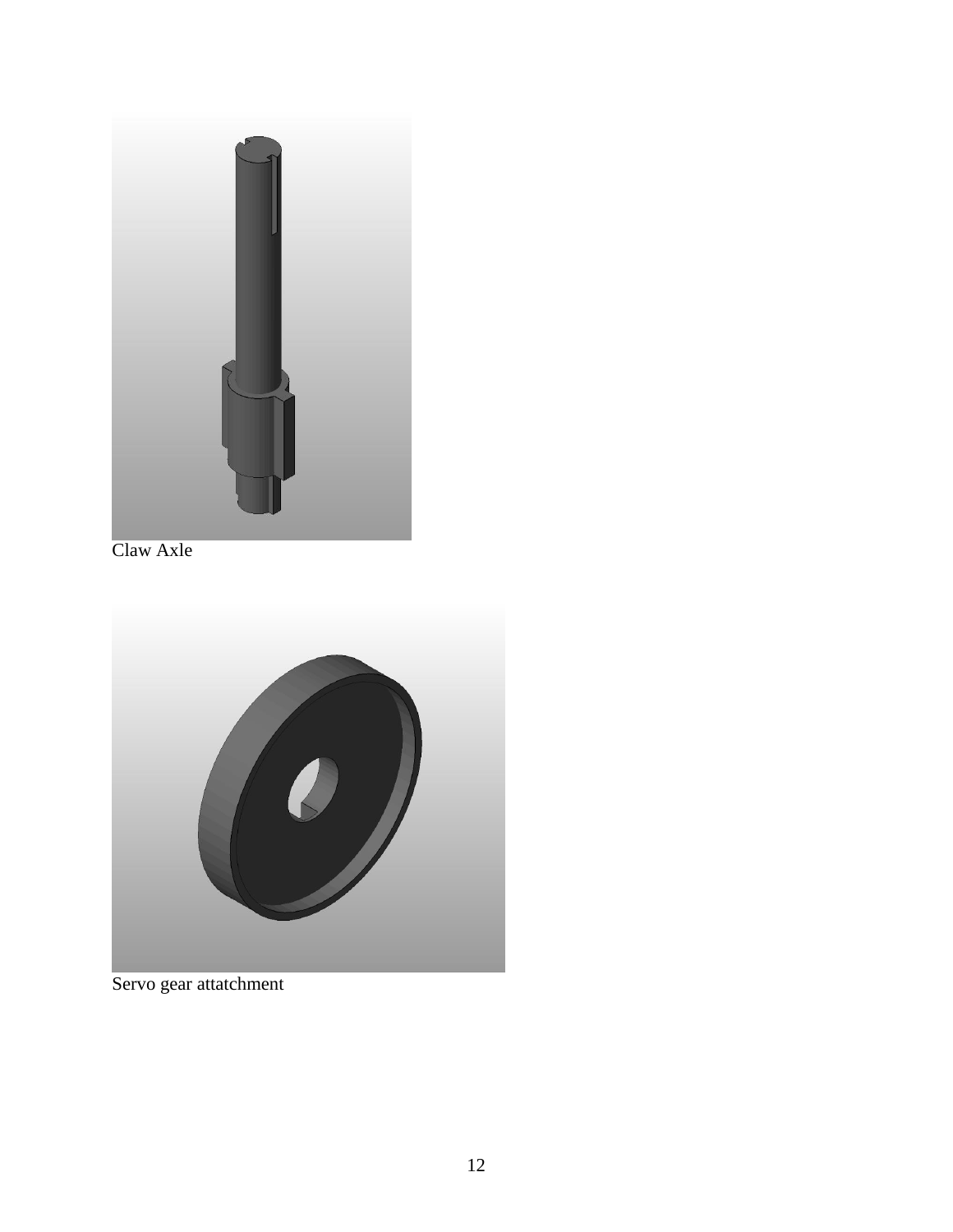Claw Axle

Servo gear attatchment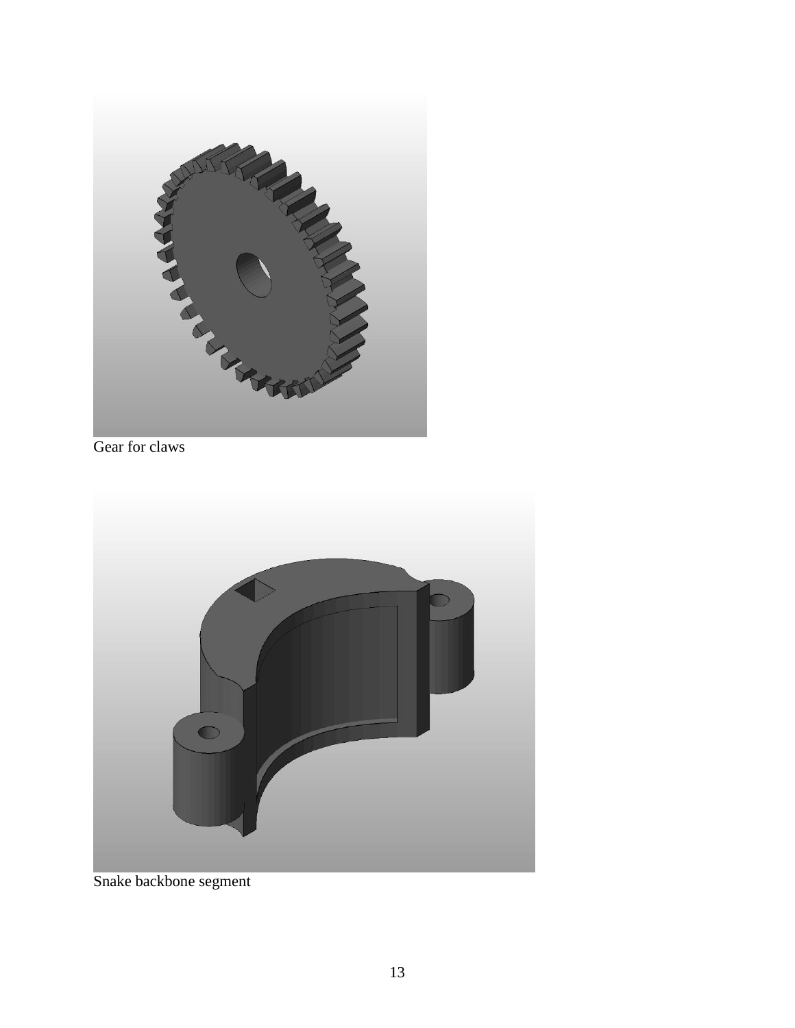Gear for claws

Snake backbone segment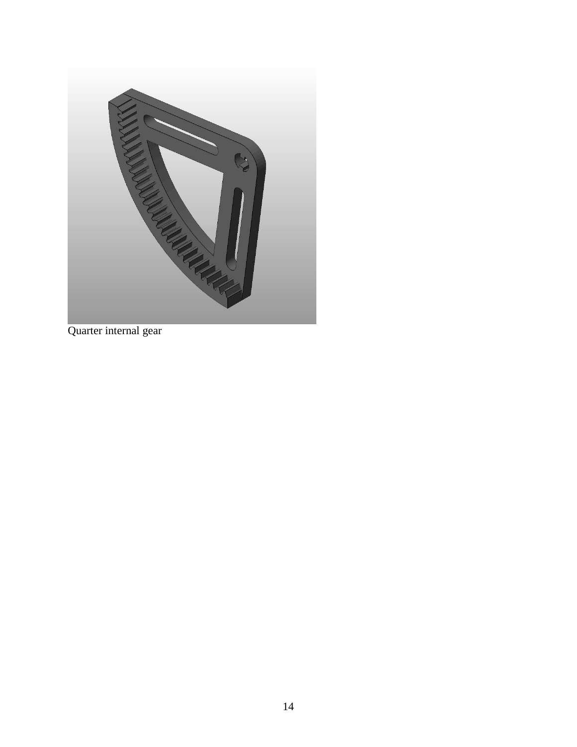Quarter internal gear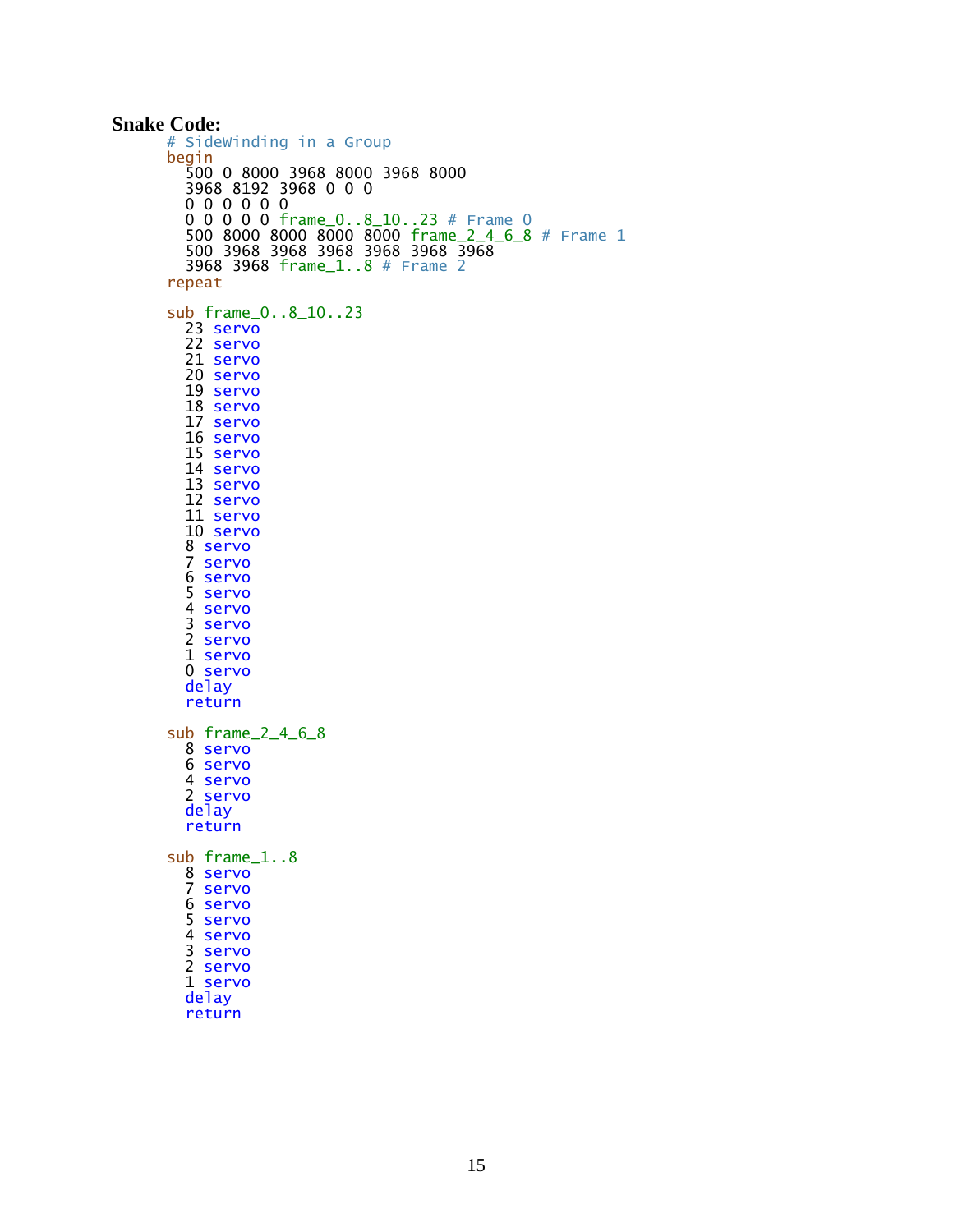**Snake Code:**

```
# SideWinding in a Group
begin
  500 0 8000 3968 8000 3968 8000
  3968 8192 3968 0 0 0
  0 0 0 0 0 0
  0 0 0 0 0 frame_0..8_10..23 # Frame 0
  500 8000 8000 8000 8000 frame_2_4_6_8 # Frame 1
  500 3968 3968 3968 3968 3968 3968
  3968 3968 frame_1..8 # Frame 2
repeat

sub frame_0..8_10..23
  23 servo
  22 servo
  21 servo
  20 servo
  19 servo
  18 servo
  17 servo
  16 servo
  15 servo
  14 servo
  13 servo
  12 servo
  11 servo
  10 servo
  8 servo
  7 servo
  6 servo
  5 servo
  4 servo
  3 servo
  2 servo
  1 servo
  0 servo
  delay
  return

sub frame_2_4_6_8
  8 servo
  6 servo
  4 servo
  2 servo
  delay
  return

sub frame_1..8
  8 servo
  7 servo
  6 servo
  5 servo
  4 servo
  3 servo
  2 servo
  1 servo
  delay
  return
```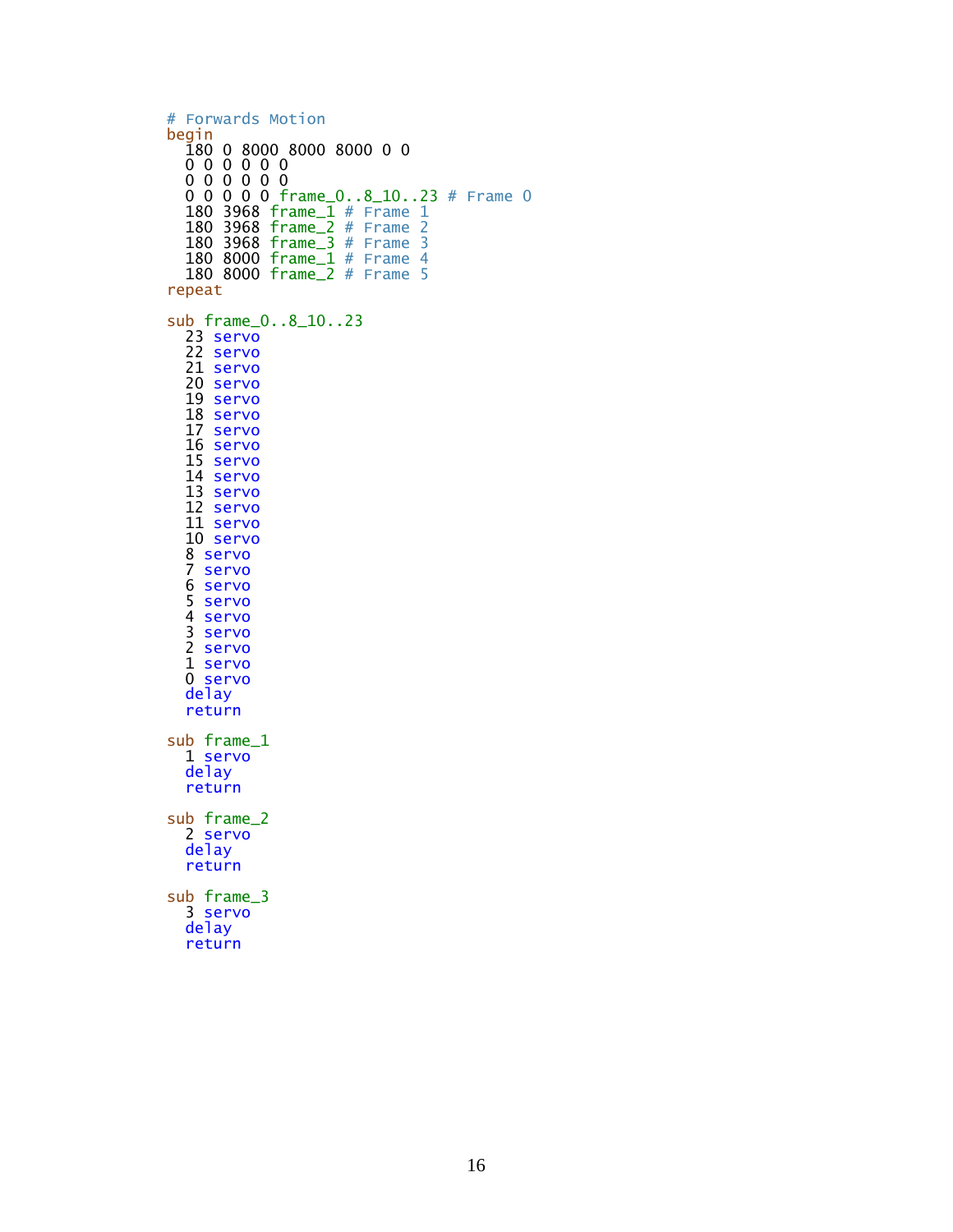```
# Forwards Motion
begin
  180 0 8000 8000 8000 0 0
  0 0 0 0 0 0
  0 0 0 0 0 0
  0 0 0 0 0 frame_0..8_10..23 # Frame 0
  180 3968 frame_1 # Frame 1
  180 3968 frame_2 # Frame 2
  180 3968 frame_3 # Frame 3
  180 8000 frame_1 # Frame 4
  180 8000 frame_2 # Frame 5
repeat

sub frame_0..8_10..23
  23 servo
  22 servo
  21 servo
  20 servo
  19 servo
  18 servo
  17 servo
  16 servo
  15 servo
  14 servo
  13 servo
  12 servo
  11 servo
  10 servo
  8 servo
  7 servo
  6 servo
  5 servo
  4 servo
  3 servo
  2 servo
  1 servo
  0 servo
  delay
  return

sub frame_1
  1 servo
  delay
  return

sub frame_2
  2 servo
  delay
  return

sub frame_3
  3 servo
  delay
  return
```